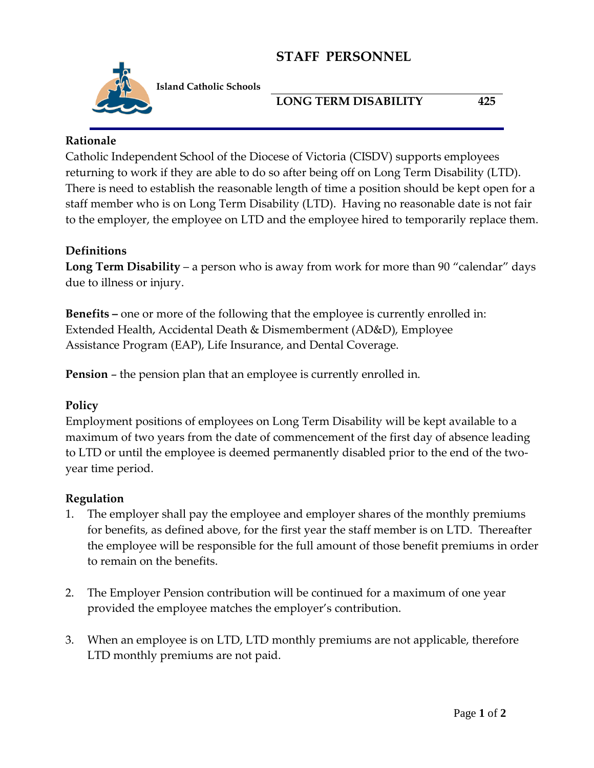# STAFF PERSONNEL

**Island Catholic Schools**

**LONG TERM DISABILITY 425**

## Rationale

Catholic Independent School of the Diocese of Victoria (CISDV) supports employees returning to work if they are able to do so after being off on Long Term Disability (LTD). There is need to establish the reasonable length of time a position should be kept open for a staff member who is on Long Term Disability (LTD). Having no reasonable date is not fair to the employer, the employee on LTD and the employee hired to temporarily replace them.

## Definitions

**Long Term Disability** – a person who is away from work for more than 90 "calendar" days due to illness or injury.

**Benefits –** one or more of the following that the employee is currently enrolled in: Extended Health, Accidental Death & Dismemberment (AD&D), Employee Assistance Program (EAP), Life Insurance, and Dental Coverage.

**Pension** – the pension plan that an employee is currently enrolled in.

## Policy

Employment positions of employees on Long Term Disability will be kept available to a maximum of two years from the date of commencement of the first day of absence leading to LTD or until the employee is deemed permanently disabled prior to the end of the two-year time period.

## Regulation

1. The employer shall pay the employee and employer shares of the monthly premiums for benefits, as defined above, for the first year the staff member is on LTD. Thereafter the employee will be responsible for the full amount of those benefit premiums in order to remain on the benefits.

2. The Employer Pension contribution will be continued for a maximum of one year provided the employee matches the employer's contribution.

3. When an employee is on LTD, LTD monthly premiums are not applicable, therefore LTD monthly premiums are not paid.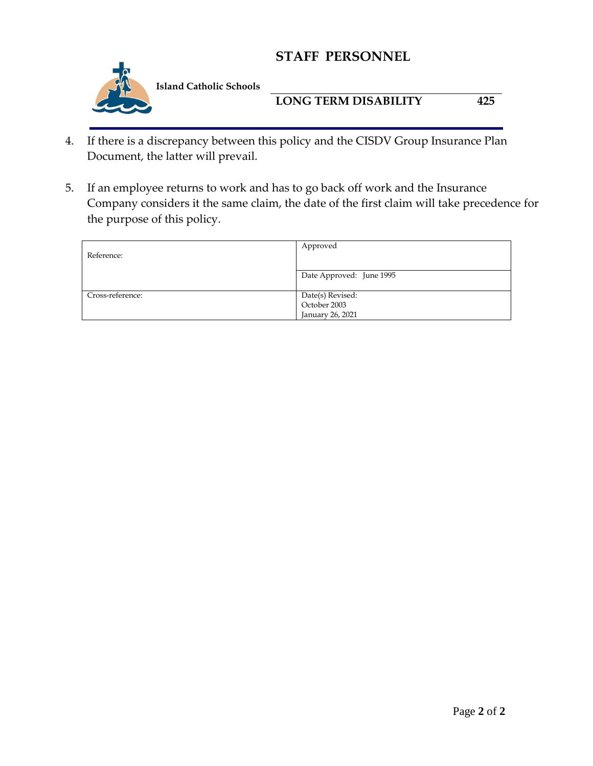4. If there is a discrepancy between this policy and the CISDV Group Insurance Plan Document, the latter will prevail.

5. If an employee returns to work and has to go back off work and the Insurance Company considers it the same claim, the date of the first claim will take precedence for the purpose of this policy.

| | |
|---|---|
| Reference: | Approved |
| | Date Approved: June 1995 |
| Cross-reference: | Date(s) Revised:<br>October 2003<br>January 26, 2021 |